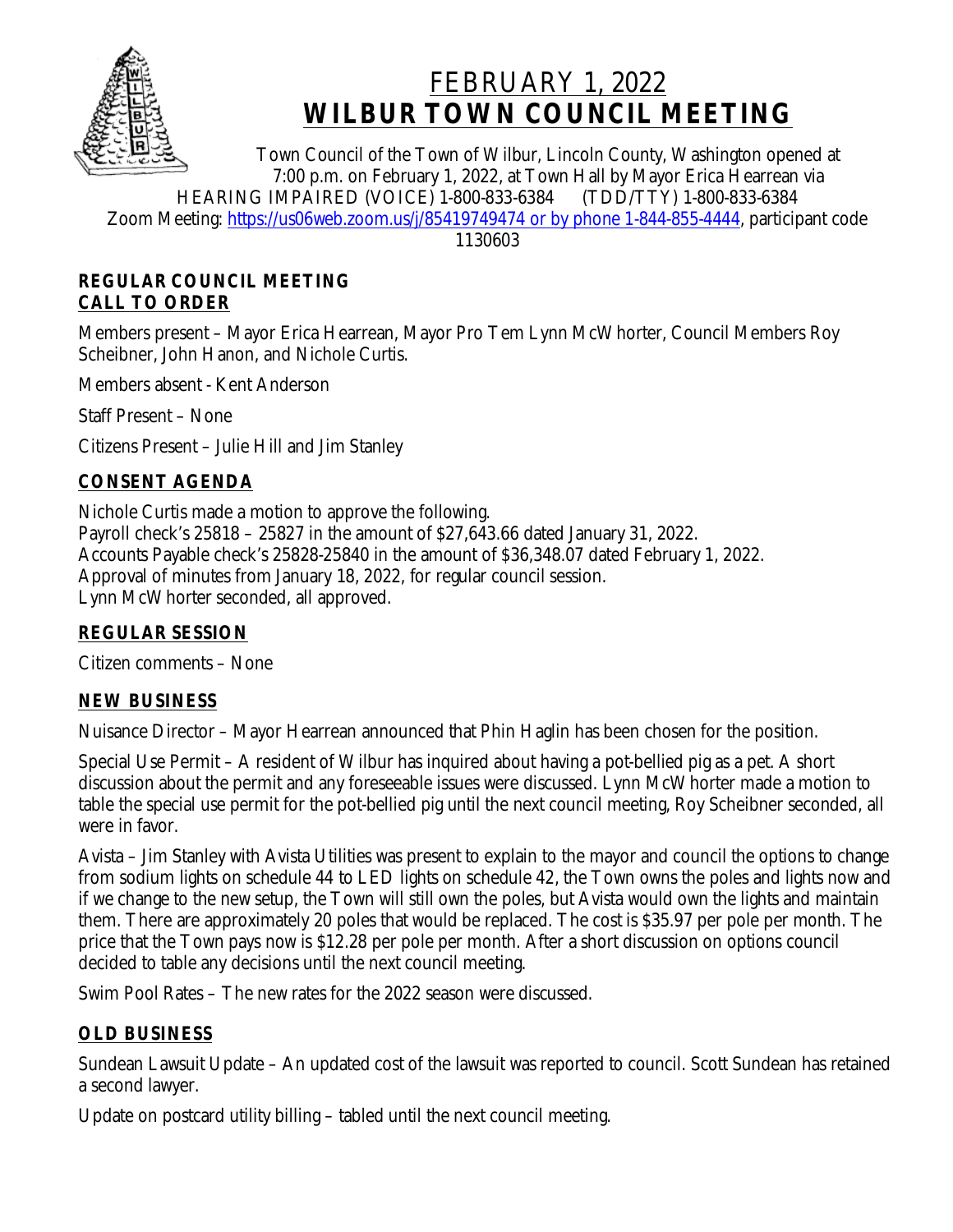# FEBRUARY 1, 2022
# WILBUR TOWN COUNCIL MEETING

Town Council of the Town of Wilbur, Lincoln County, Washington opened at 7:00 p.m. on February 1, 2022, at Town Hall by Mayor Erica Hearrean via HEARING IMPAIRED (VOICE) 1-800-833-6384 (TDD/TTY) 1-800-833-6384 Zoom Meeting: https://us06web.zoom.us/j/85419749474 or by phone 1-844-855-4444, participant code 1130603

**REGULAR COUNCIL MEETING**

## CALL TO ORDER

Members present – Mayor Erica Hearrean, Mayor Pro Tem Lynn McWhorter, Council Members Roy Scheibner, John Hanon, and Nichole Curtis.

Members absent - Kent Anderson

Staff Present – None

Citizens Present – Julie Hill and Jim Stanley

## CONSENT AGENDA

Nichole Curtis made a motion to approve the following.
Payroll check's 25818 – 25827 in the amount of $27,643.66 dated January 31, 2022.
Accounts Payable check's 25828-25840 in the amount of $36,348.07 dated February 1, 2022.
Approval of minutes from January 18, 2022, for regular council session.
Lynn McWhorter seconded, all approved.

## REGULAR SESSION

Citizen comments – None

## NEW BUSINESS

Nuisance Director – Mayor Hearrean announced that Phin Haglin has been chosen for the position.

Special Use Permit – A resident of Wilbur has inquired about having a pot-bellied pig as a pet. A short discussion about the permit and any foreseeable issues were discussed. Lynn McWhorter made a motion to table the special use permit for the pot-bellied pig until the next council meeting, Roy Scheibner seconded, all were in favor.

Avista – Jim Stanley with Avista Utilities was present to explain to the mayor and council the options to change from sodium lights on schedule 44 to LED lights on schedule 42, the Town owns the poles and lights now and if we change to the new setup, the Town will still own the poles, but Avista would own the lights and maintain them. There are approximately 20 poles that would be replaced. The cost is $35.97 per pole per month. The price that the Town pays now is $12.28 per pole per month. After a short discussion on options council decided to table any decisions until the next council meeting.

Swim Pool Rates – The new rates for the 2022 season were discussed.

## OLD BUSINESS

Sundean Lawsuit Update – An updated cost of the lawsuit was reported to council. Scott Sundean has retained a second lawyer.

Update on postcard utility billing – tabled until the next council meeting.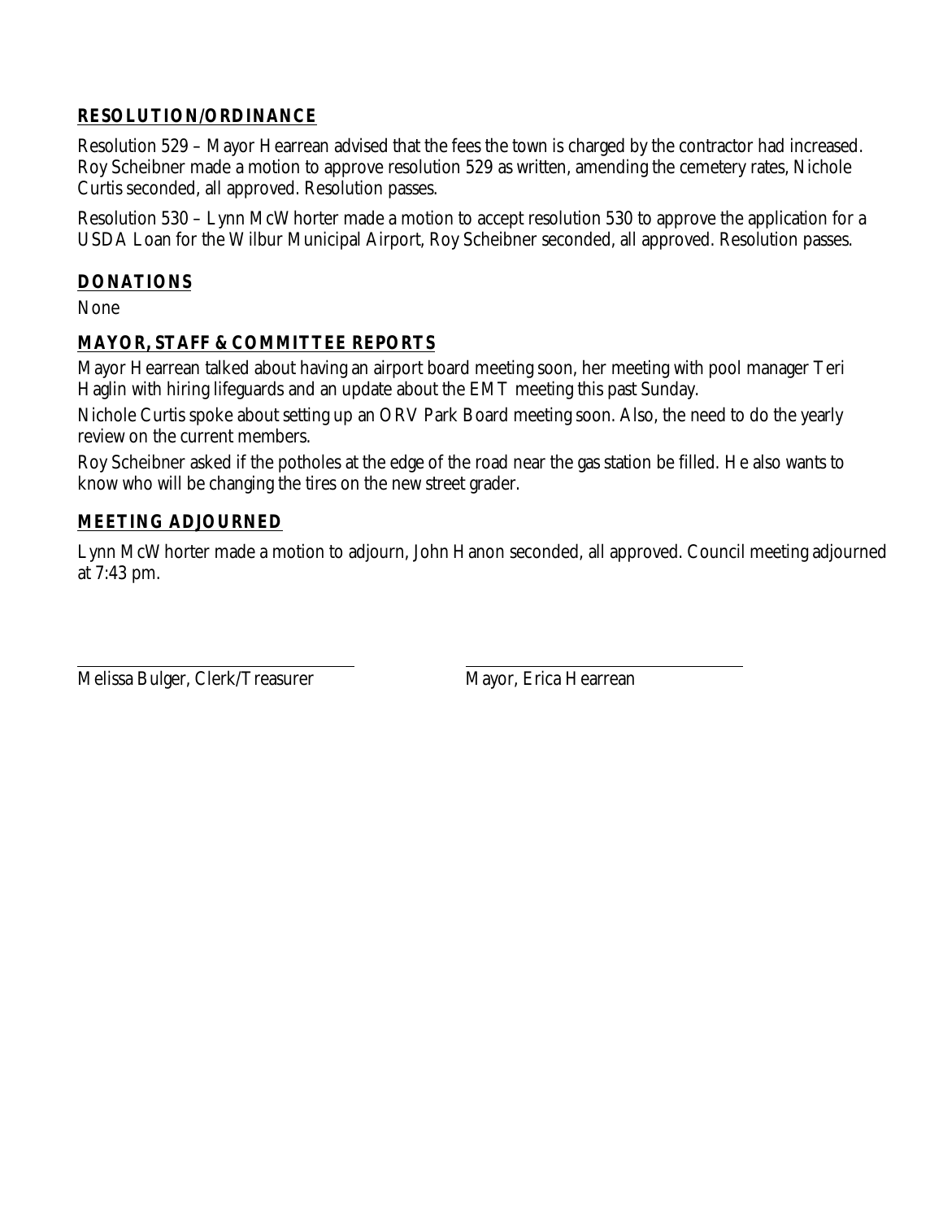## RESOLUTION/ORDINANCE

Resolution 529 – Mayor Hearrean advised that the fees the town is charged by the contractor had increased. Roy Scheibner made a motion to approve resolution 529 as written, amending the cemetery rates, Nichole Curtis seconded, all approved. Resolution passes.

Resolution 530 – Lynn McWhorter made a motion to accept resolution 530 to approve the application for a USDA Loan for the Wilbur Municipal Airport, Roy Scheibner seconded, all approved. Resolution passes.

## DONATIONS

None

## MAYOR, STAFF & COMMITTEE REPORTS

Mayor Hearrean talked about having an airport board meeting soon, her meeting with pool manager Teri Haglin with hiring lifeguards and an update about the EMT meeting this past Sunday.

Nichole Curtis spoke about setting up an ORV Park Board meeting soon. Also, the need to do the yearly review on the current members.

Roy Scheibner asked if the potholes at the edge of the road near the gas station be filled. He also wants to know who will be changing the tires on the new street grader.

## MEETING ADJOURNED

Lynn McWhorter made a motion to adjourn, John Hanon seconded, all approved. Council meeting adjourned at 7:43 pm.

Melissa Bulger, Clerk/Treasurer

Mayor, Erica Hearrean